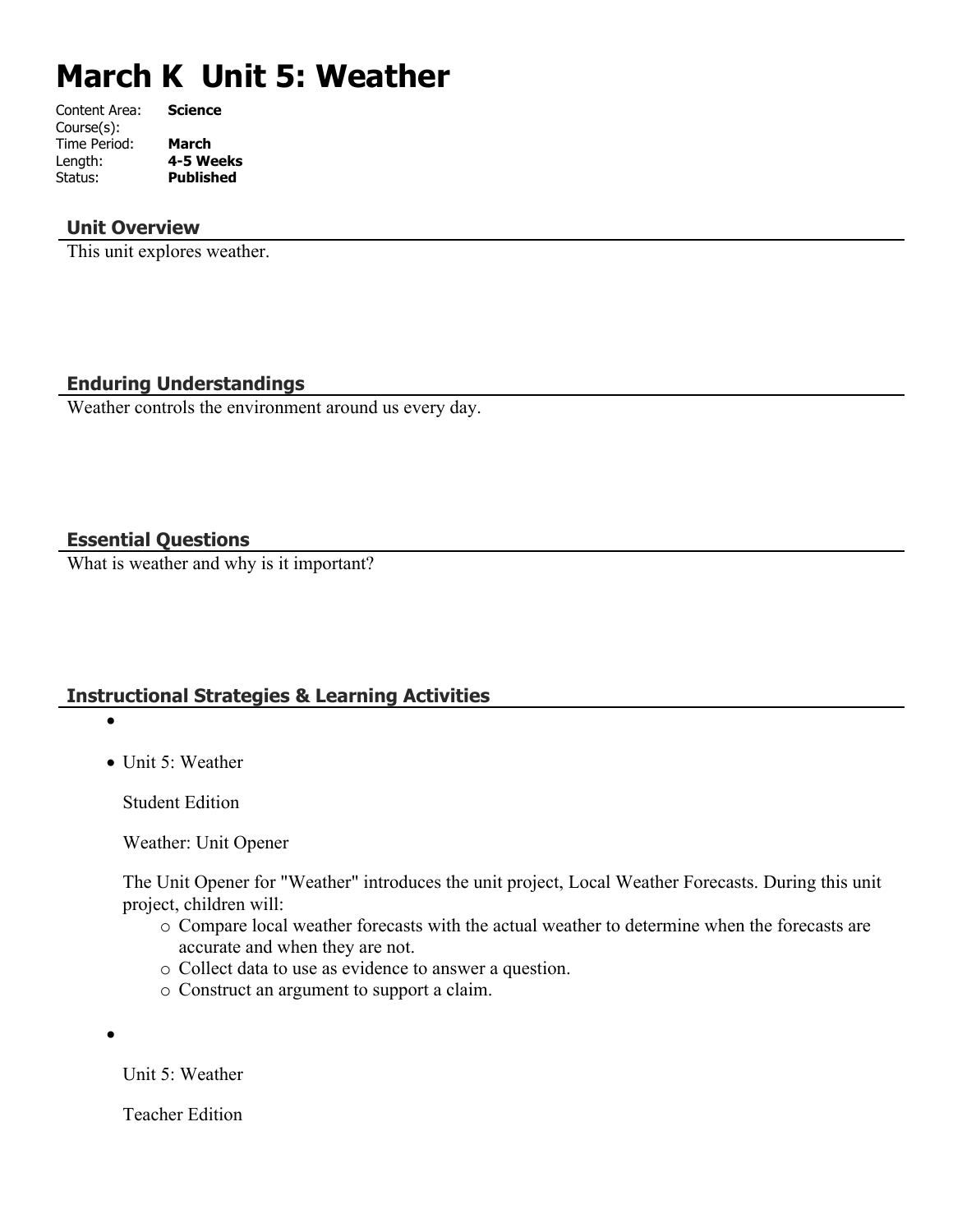# March K Unit 5: Weather

Content Area: **Science**
Course(s):
Time Period: **March**
Length: **4-5 Weeks**
Status: **Published**

## Unit Overview

This unit explores weather.

## Enduring Understandings

Weather controls the environment around us every day.

## Essential Questions

What is weather and why is it important?

## Instructional Strategies & Learning Activities

- 
- Unit 5: Weather

  Student Edition

  Weather: Unit Opener

  The Unit Opener for "Weather" introduces the unit project, Local Weather Forecasts. During this unit project, children will:
    - Compare local weather forecasts with the actual weather to determine when the forecasts are accurate and when they are not.
    - Collect data to use as evidence to answer a question.
    - Construct an argument to support a claim.

- 

  Unit 5: Weather

  Teacher Edition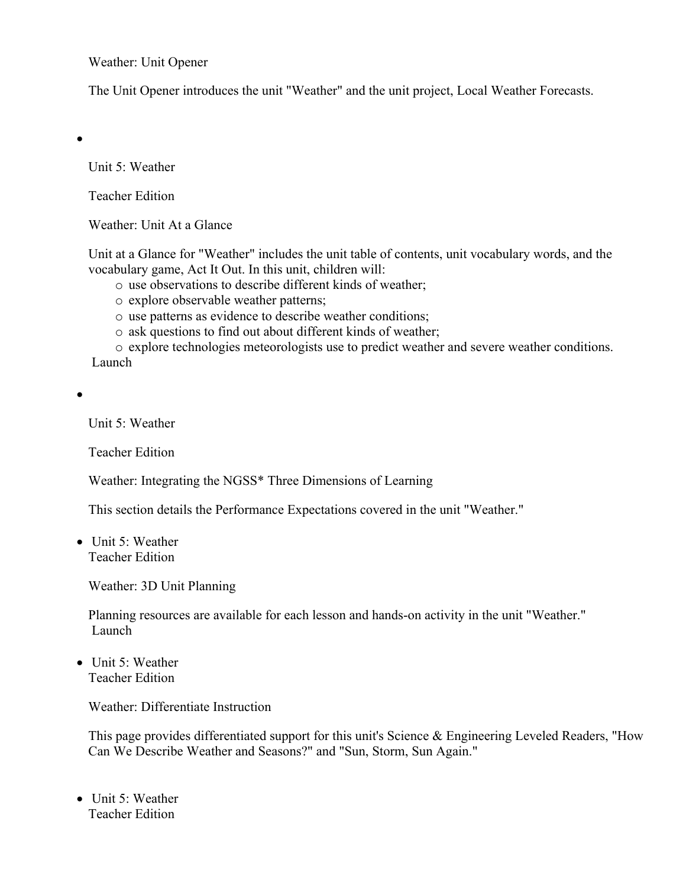Weather: Unit Opener

The Unit Opener introduces the unit "Weather" and the unit project, Local Weather Forecasts.

- Unit 5: Weather

  Teacher Edition

  Weather: Unit At a Glance

  Unit at a Glance for "Weather" includes the unit table of contents, unit vocabulary words, and the vocabulary game, Act It Out. In this unit, children will:
    - use observations to describe different kinds of weather;
    - explore observable weather patterns;
    - use patterns as evidence to describe weather conditions;
    - ask questions to find out about different kinds of weather;
    - explore technologies meteorologists use to predict weather and severe weather conditions.

  Launch

- Unit 5: Weather

  Teacher Edition

  Weather: Integrating the NGSS* Three Dimensions of Learning

  This section details the Performance Expectations covered in the unit "Weather."

- Unit 5: Weather
  Teacher Edition

  Weather: 3D Unit Planning

  Planning resources are available for each lesson and hands-on activity in the unit "Weather."
  Launch

- Unit 5: Weather
  Teacher Edition

  Weather: Differentiate Instruction

  This page provides differentiated support for this unit's Science & Engineering Leveled Readers, "How Can We Describe Weather and Seasons?" and "Sun, Storm, Sun Again."

- Unit 5: Weather
  Teacher Edition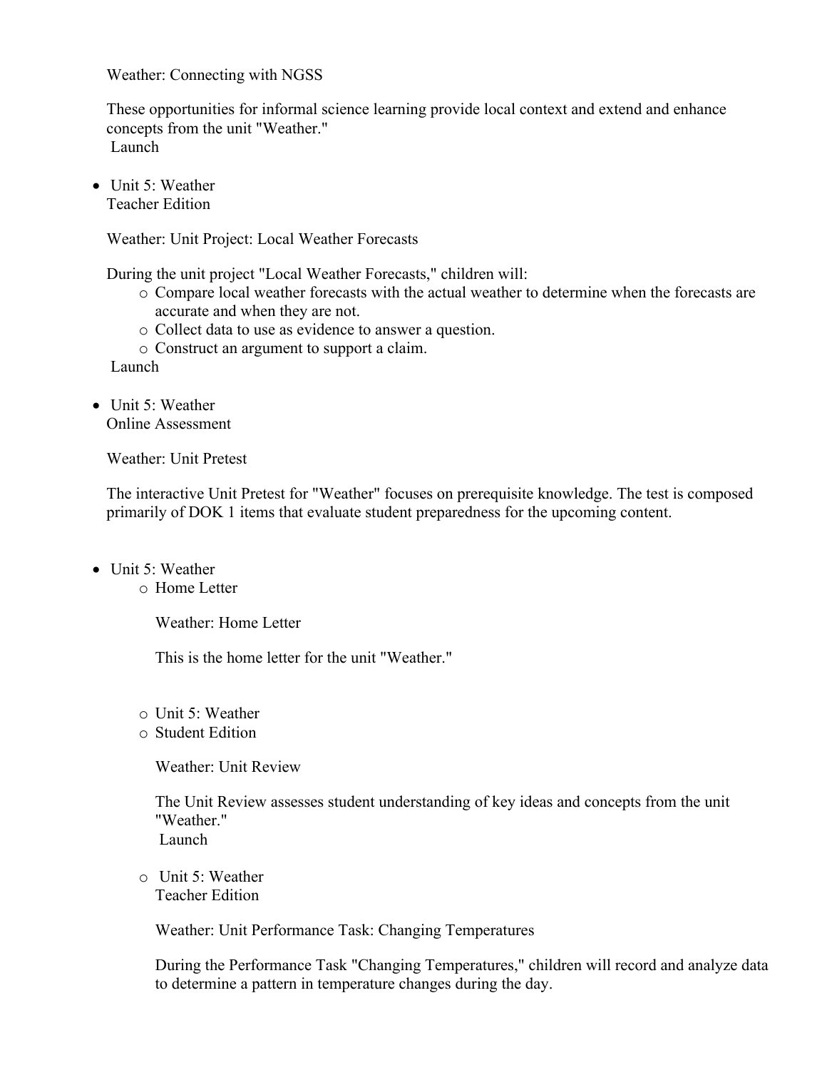Weather: Connecting with NGSS

These opportunities for informal science learning provide local context and extend and enhance concepts from the unit "Weather."
Launch

- Unit 5: Weather
  Teacher Edition

  Weather: Unit Project: Local Weather Forecasts

  During the unit project "Local Weather Forecasts," children will:
  - Compare local weather forecasts with the actual weather to determine when the forecasts are accurate and when they are not.
  - Collect data to use as evidence to answer a question.
  - Construct an argument to support a claim.

  Launch

- Unit 5: Weather
  Online Assessment

  Weather: Unit Pretest

  The interactive Unit Pretest for "Weather" focuses on prerequisite knowledge. The test is composed primarily of DOK 1 items that evaluate student preparedness for the upcoming content.

- Unit 5: Weather
  - Home Letter

    Weather: Home Letter

    This is the home letter for the unit "Weather."

  - Unit 5: Weather
  - Student Edition

    Weather: Unit Review

    The Unit Review assesses student understanding of key ideas and concepts from the unit "Weather."
    Launch

  - Unit 5: Weather
    Teacher Edition

    Weather: Unit Performance Task: Changing Temperatures

    During the Performance Task "Changing Temperatures," children will record and analyze data to determine a pattern in temperature changes during the day.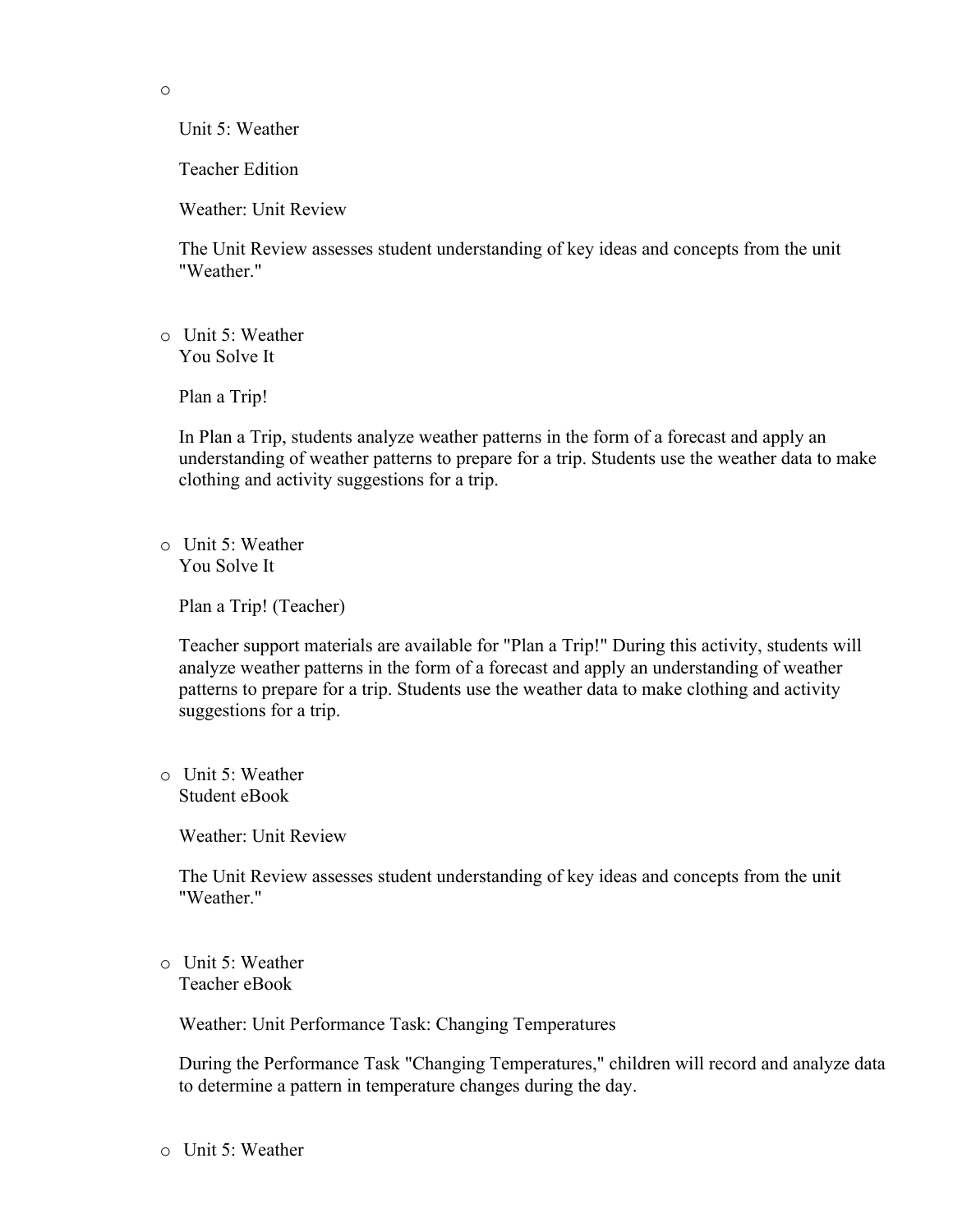- Unit 5: Weather

  Teacher Edition

  Weather: Unit Review

  The Unit Review assesses student understanding of key ideas and concepts from the unit "Weather."

- Unit 5: Weather
  You Solve It

  Plan a Trip!

  In Plan a Trip, students analyze weather patterns in the form of a forecast and apply an understanding of weather patterns to prepare for a trip. Students use the weather data to make clothing and activity suggestions for a trip.

- Unit 5: Weather
  You Solve It

  Plan a Trip! (Teacher)

  Teacher support materials are available for "Plan a Trip!" During this activity, students will analyze weather patterns in the form of a forecast and apply an understanding of weather patterns to prepare for a trip. Students use the weather data to make clothing and activity suggestions for a trip.

- Unit 5: Weather
  Student eBook

  Weather: Unit Review

  The Unit Review assesses student understanding of key ideas and concepts from the unit "Weather."

- Unit 5: Weather
  Teacher eBook

  Weather: Unit Performance Task: Changing Temperatures

  During the Performance Task "Changing Temperatures," children will record and analyze data to determine a pattern in temperature changes during the day.

- Unit 5: Weather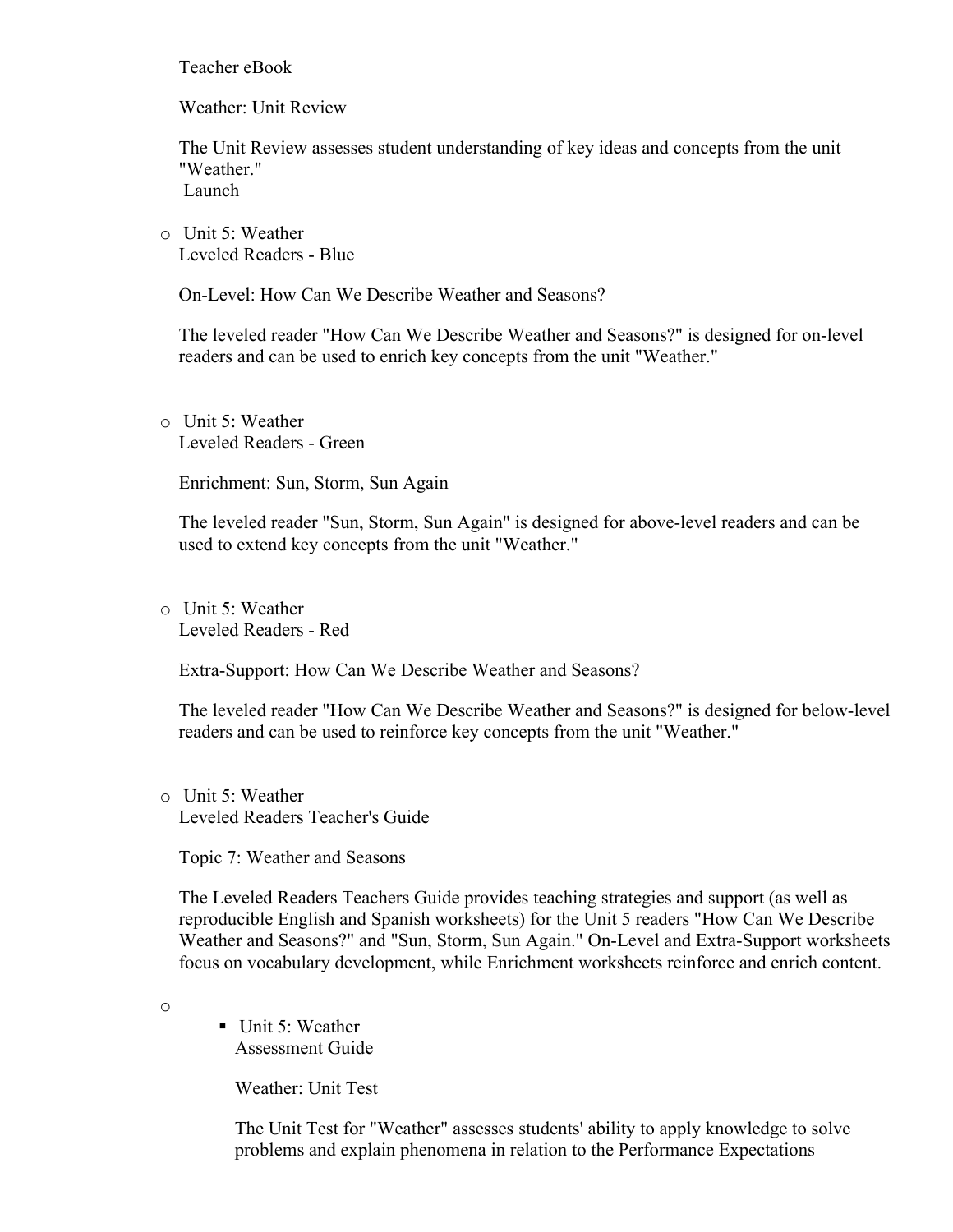Teacher eBook

Weather: Unit Review

The Unit Review assesses student understanding of key ideas and concepts from the unit "Weather."
Launch

- Unit 5: Weather
  Leveled Readers - Blue

  On-Level: How Can We Describe Weather and Seasons?

  The leveled reader "How Can We Describe Weather and Seasons?" is designed for on-level readers and can be used to enrich key concepts from the unit "Weather."

- Unit 5: Weather
  Leveled Readers - Green

  Enrichment: Sun, Storm, Sun Again

  The leveled reader "Sun, Storm, Sun Again" is designed for above-level readers and can be used to extend key concepts from the unit "Weather."

- Unit 5: Weather
  Leveled Readers - Red

  Extra-Support: How Can We Describe Weather and Seasons?

  The leveled reader "How Can We Describe Weather and Seasons?" is designed for below-level readers and can be used to reinforce key concepts from the unit "Weather."

- Unit 5: Weather
  Leveled Readers Teacher's Guide

  Topic 7: Weather and Seasons

  The Leveled Readers Teachers Guide provides teaching strategies and support (as well as reproducible English and Spanish worksheets) for the Unit 5 readers "How Can We Describe Weather and Seasons?" and "Sun, Storm, Sun Again." On-Level and Extra-Support worksheets focus on vocabulary development, while Enrichment worksheets reinforce and enrich content.

- 
  - Unit 5: Weather
    Assessment Guide

    Weather: Unit Test

    The Unit Test for "Weather" assesses students' ability to apply knowledge to solve problems and explain phenomena in relation to the Performance Expectations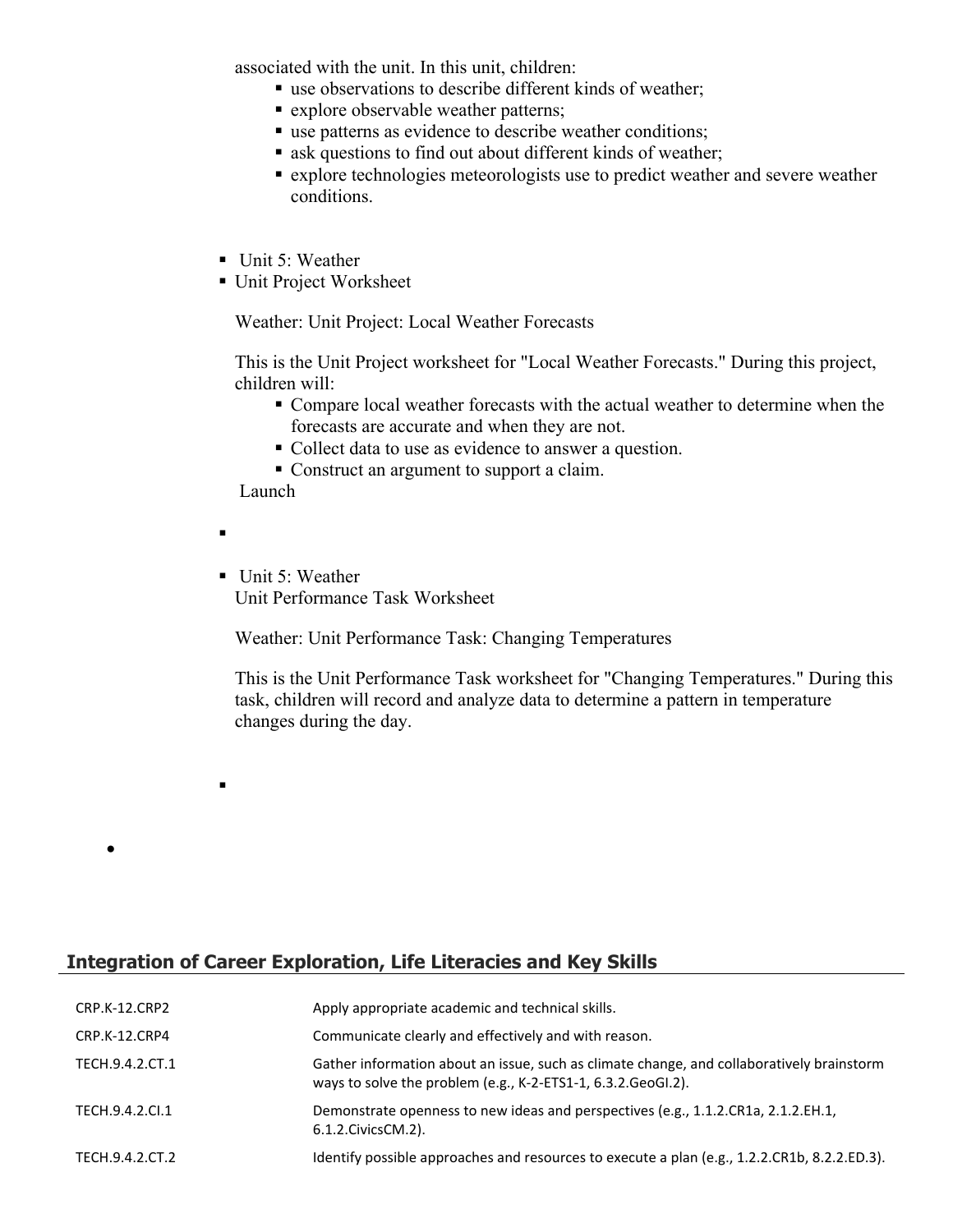associated with the unit. In this unit, children:

- use observations to describe different kinds of weather;
- explore observable weather patterns;
- use patterns as evidence to describe weather conditions;
- ask questions to find out about different kinds of weather;
- explore technologies meteorologists use to predict weather and severe weather conditions.

- Unit 5: Weather
- Unit Project Worksheet

  Weather: Unit Project: Local Weather Forecasts

  This is the Unit Project worksheet for "Local Weather Forecasts." During this project, children will:

  - Compare local weather forecasts with the actual weather to determine when the forecasts are accurate and when they are not.
  - Collect data to use as evidence to answer a question.
  - Construct an argument to support a claim.

  Launch

- Unit 5: Weather
  Unit Performance Task Worksheet

  Weather: Unit Performance Task: Changing Temperatures

  This is the Unit Performance Task worksheet for "Changing Temperatures." During this task, children will record and analyze data to determine a pattern in temperature changes during the day.

## Integration of Career Exploration, Life Literacies and Key Skills

| | |
|---|---|
| CRP.K-12.CRP2 | Apply appropriate academic and technical skills. |
| CRP.K-12.CRP4 | Communicate clearly and effectively and with reason. |
| TECH.9.4.2.CT.1 | Gather information about an issue, such as climate change, and collaboratively brainstorm ways to solve the problem (e.g., K-2-ETS1-1, 6.3.2.GeoGI.2). |
| TECH.9.4.2.CI.1 | Demonstrate openness to new ideas and perspectives (e.g., 1.1.2.CR1a, 2.1.2.EH.1, 6.1.2.CivicsCM.2). |
| TECH.9.4.2.CT.2 | Identify possible approaches and resources to execute a plan (e.g., 1.2.2.CR1b, 8.2.2.ED.3). |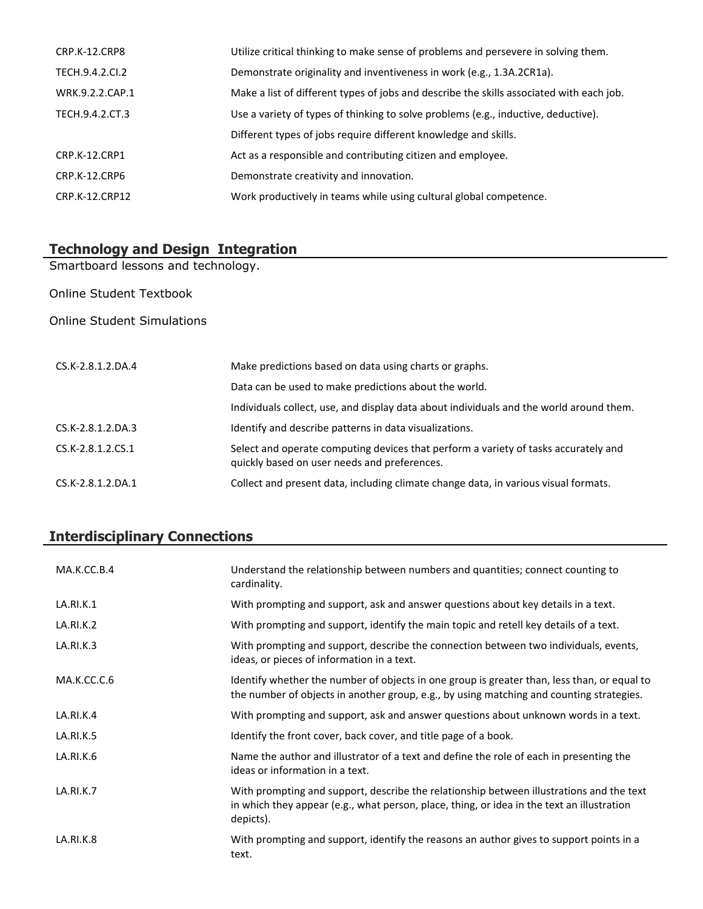| | |
|---|---|
| CRP.K-12.CRP8 | Utilize critical thinking to make sense of problems and persevere in solving them. |
| TECH.9.4.2.CI.2 | Demonstrate originality and inventiveness in work (e.g., 1.3A.2CR1a). |
| WRK.9.2.2.CAP.1 | Make a list of different types of jobs and describe the skills associated with each job. |
| TECH.9.4.2.CT.3 | Use a variety of types of thinking to solve problems (e.g., inductive, deductive). |
| | Different types of jobs require different knowledge and skills. |
| CRP.K-12.CRP1 | Act as a responsible and contributing citizen and employee. |
| CRP.K-12.CRP6 | Demonstrate creativity and innovation. |
| CRP.K-12.CRP12 | Work productively in teams while using cultural global competence. |

## Technology and Design Integration

Smartboard lessons and technology.

Online Student Textbook

Online Student Simulations

| | |
|---|---|
| CS.K-2.8.1.2.DA.4 | Make predictions based on data using charts or graphs. |
| | Data can be used to make predictions about the world. |
| | Individuals collect, use, and display data about individuals and the world around them. |
| CS.K-2.8.1.2.DA.3 | Identify and describe patterns in data visualizations. |
| CS.K-2.8.1.2.CS.1 | Select and operate computing devices that perform a variety of tasks accurately and quickly based on user needs and preferences. |
| CS.K-2.8.1.2.DA.1 | Collect and present data, including climate change data, in various visual formats. |

## Interdisciplinary Connections

| | |
|---|---|
| MA.K.CC.B.4 | Understand the relationship between numbers and quantities; connect counting to cardinality. |
| LA.RI.K.1 | With prompting and support, ask and answer questions about key details in a text. |
| LA.RI.K.2 | With prompting and support, identify the main topic and retell key details of a text. |
| LA.RI.K.3 | With prompting and support, describe the connection between two individuals, events, ideas, or pieces of information in a text. |
| MA.K.CC.C.6 | Identify whether the number of objects in one group is greater than, less than, or equal to the number of objects in another group, e.g., by using matching and counting strategies. |
| LA.RI.K.4 | With prompting and support, ask and answer questions about unknown words in a text. |
| LA.RI.K.5 | Identify the front cover, back cover, and title page of a book. |
| LA.RI.K.6 | Name the author and illustrator of a text and define the role of each in presenting the ideas or information in a text. |
| LA.RI.K.7 | With prompting and support, describe the relationship between illustrations and the text in which they appear (e.g., what person, place, thing, or idea in the text an illustration depicts). |
| LA.RI.K.8 | With prompting and support, identify the reasons an author gives to support points in a text. |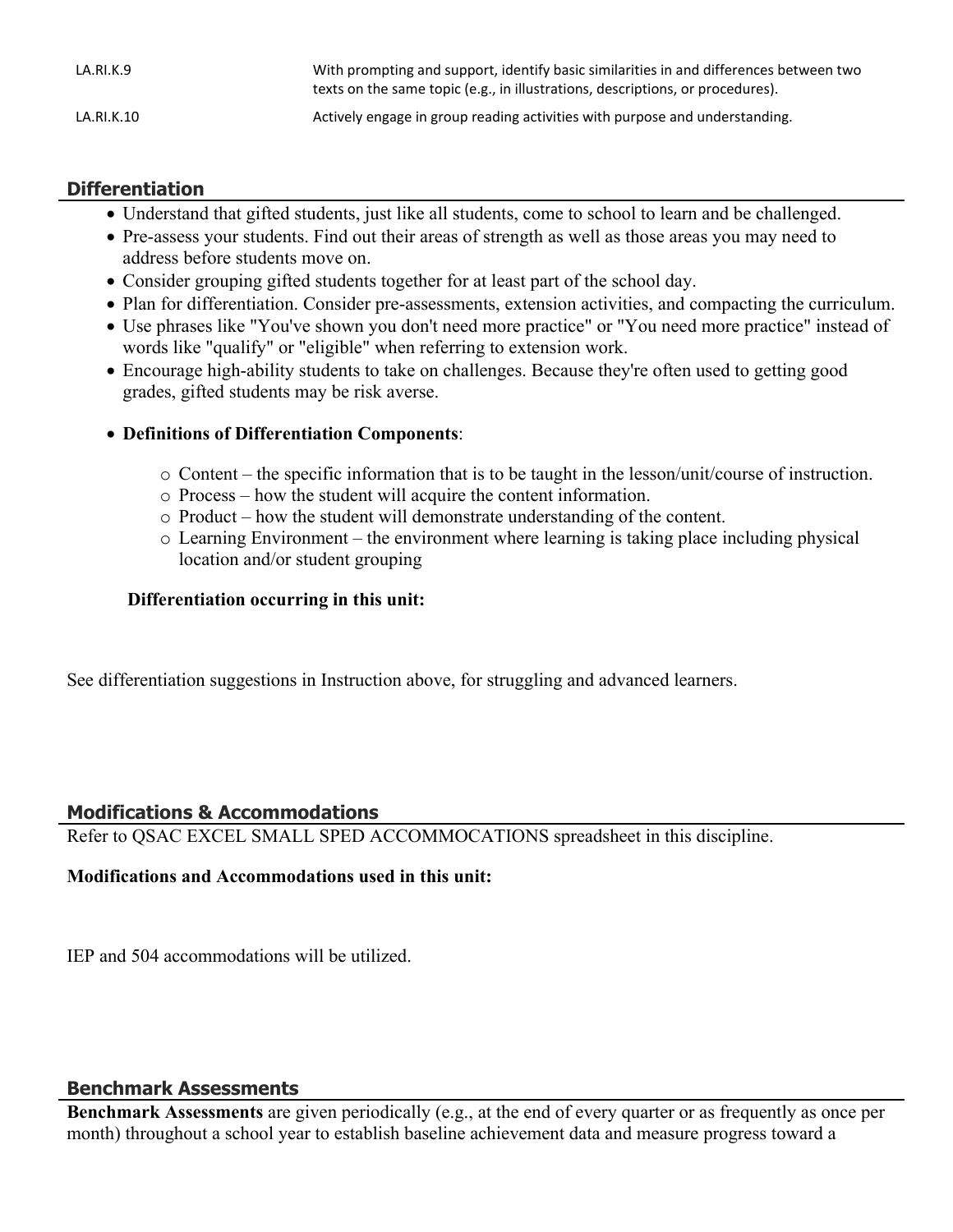| | |
|---|---|
| LA.RI.K.9 | With prompting and support, identify basic similarities in and differences between two texts on the same topic (e.g., in illustrations, descriptions, or procedures). |
| LA.RI.K.10 | Actively engage in group reading activities with purpose and understanding. |

## Differentiation

- Understand that gifted students, just like all students, come to school to learn and be challenged.
- Pre-assess your students. Find out their areas of strength as well as those areas you may need to address before students move on.
- Consider grouping gifted students together for at least part of the school day.
- Plan for differentiation. Consider pre-assessments, extension activities, and compacting the curriculum.
- Use phrases like "You've shown you don't need more practice" or "You need more practice" instead of words like "qualify" or "eligible" when referring to extension work.
- Encourage high-ability students to take on challenges. Because they're often used to getting good grades, gifted students may be risk averse.
- **Definitions of Differentiation Components**:
  - Content – the specific information that is to be taught in the lesson/unit/course of instruction.
  - Process – how the student will acquire the content information.
  - Product – how the student will demonstrate understanding of the content.
  - Learning Environment – the environment where learning is taking place including physical location and/or student grouping

**Differentiation occurring in this unit:**

See differentiation suggestions in Instruction above, for struggling and advanced learners.

## Modifications & Accommodations

Refer to QSAC EXCEL SMALL SPED ACCOMMOCATIONS spreadsheet in this discipline.

**Modifications and Accommodations used in this unit:**

IEP and 504 accommodations will be utilized.

## Benchmark Assessments

**Benchmark Assessments** are given periodically (e.g., at the end of every quarter or as frequently as once per month) throughout a school year to establish baseline achievement data and measure progress toward a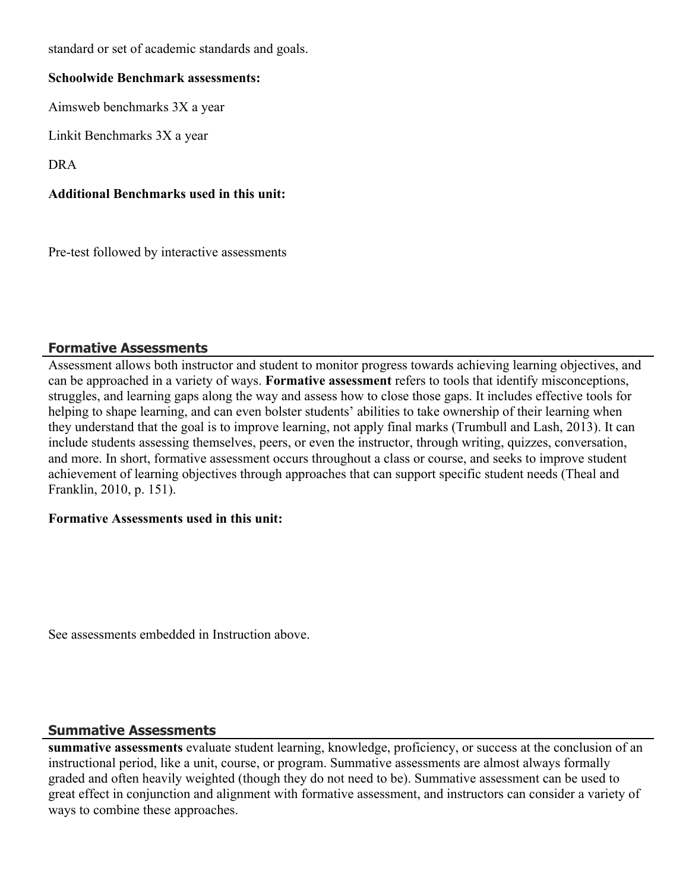standard or set of academic standards and goals.

**Schoolwide Benchmark assessments:**

Aimsweb benchmarks 3X a year

Linkit Benchmarks 3X a year

DRA

**Additional Benchmarks used in this unit:**

Pre-test followed by interactive assessments

## Formative Assessments

Assessment allows both instructor and student to monitor progress towards achieving learning objectives, and can be approached in a variety of ways. **Formative assessment** refers to tools that identify misconceptions, struggles, and learning gaps along the way and assess how to close those gaps. It includes effective tools for helping to shape learning, and can even bolster students' abilities to take ownership of their learning when they understand that the goal is to improve learning, not apply final marks (Trumbull and Lash, 2013). It can include students assessing themselves, peers, or even the instructor, through writing, quizzes, conversation, and more. In short, formative assessment occurs throughout a class or course, and seeks to improve student achievement of learning objectives through approaches that can support specific student needs (Theal and Franklin, 2010, p. 151).

**Formative Assessments used in this unit:**

See assessments embedded in Instruction above.

## Summative Assessments

**summative assessments** evaluate student learning, knowledge, proficiency, or success at the conclusion of an instructional period, like a unit, course, or program. Summative assessments are almost always formally graded and often heavily weighted (though they do not need to be). Summative assessment can be used to great effect in conjunction and alignment with formative assessment, and instructors can consider a variety of ways to combine these approaches.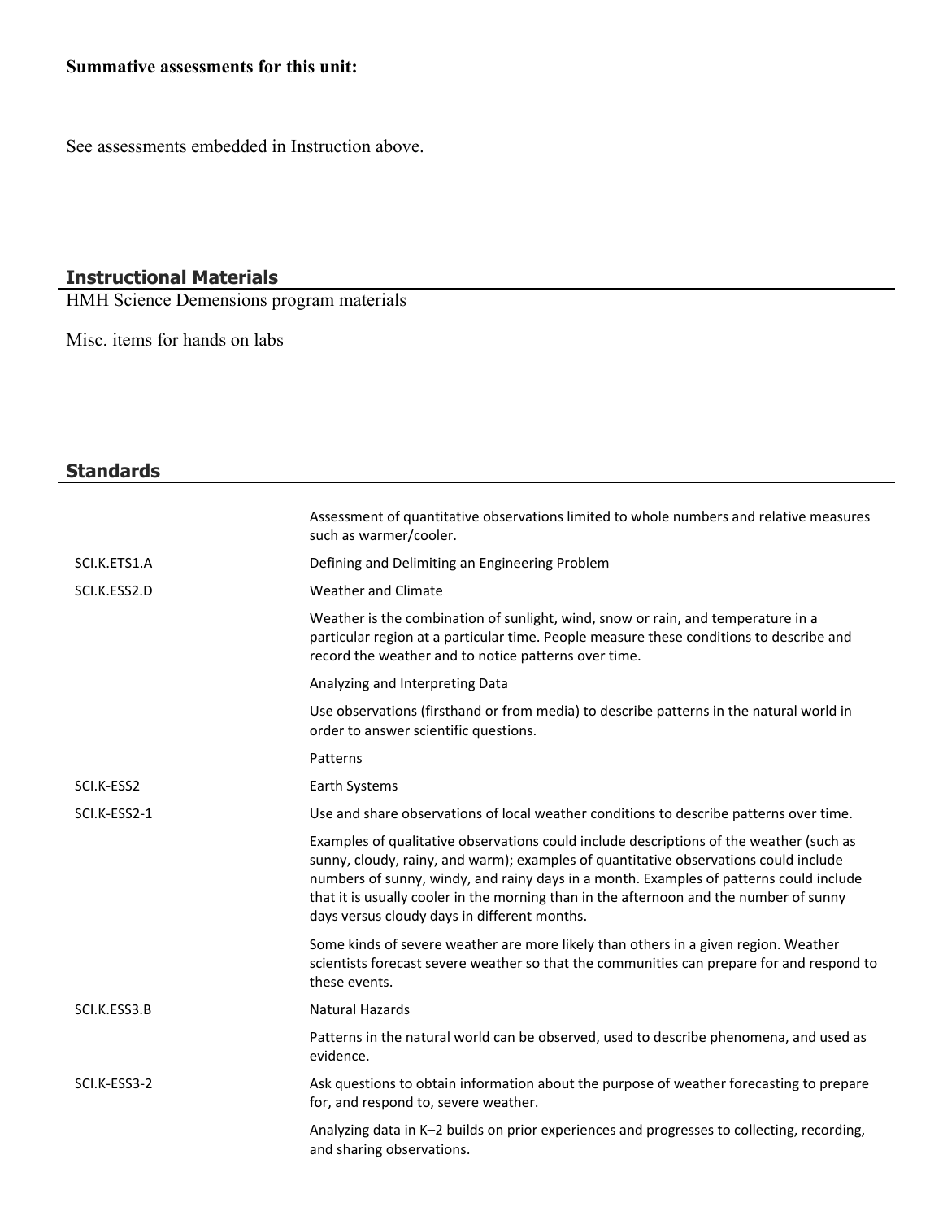**Summative assessments for this unit:**

See assessments embedded in Instruction above.

## Instructional Materials

HMH Science Demensions program materials

Misc. items for hands on labs

## Standards

| | |
|---|---|
| | Assessment of quantitative observations limited to whole numbers and relative measures such as warmer/cooler. |
| SCI.K.ETS1.A | Defining and Delimiting an Engineering Problem |
| SCI.K.ESS2.D | Weather and Climate |
| | Weather is the combination of sunlight, wind, snow or rain, and temperature in a particular region at a particular time. People measure these conditions to describe and record the weather and to notice patterns over time. |
| | Analyzing and Interpreting Data |
| | Use observations (firsthand or from media) to describe patterns in the natural world in order to answer scientific questions. |
| | Patterns |
| SCI.K-ESS2 | Earth Systems |
| SCI.K-ESS2-1 | Use and share observations of local weather conditions to describe patterns over time. |
| | Examples of qualitative observations could include descriptions of the weather (such as sunny, cloudy, rainy, and warm); examples of quantitative observations could include numbers of sunny, windy, and rainy days in a month. Examples of patterns could include that it is usually cooler in the morning than in the afternoon and the number of sunny days versus cloudy days in different months. |
| | Some kinds of severe weather are more likely than others in a given region. Weather scientists forecast severe weather so that the communities can prepare for and respond to these events. |
| SCI.K.ESS3.B | Natural Hazards |
| | Patterns in the natural world can be observed, used to describe phenomena, and used as evidence. |
| SCI.K-ESS3-2 | Ask questions to obtain information about the purpose of weather forecasting to prepare for, and respond to, severe weather. |
| | Analyzing data in K–2 builds on prior experiences and progresses to collecting, recording, and sharing observations. |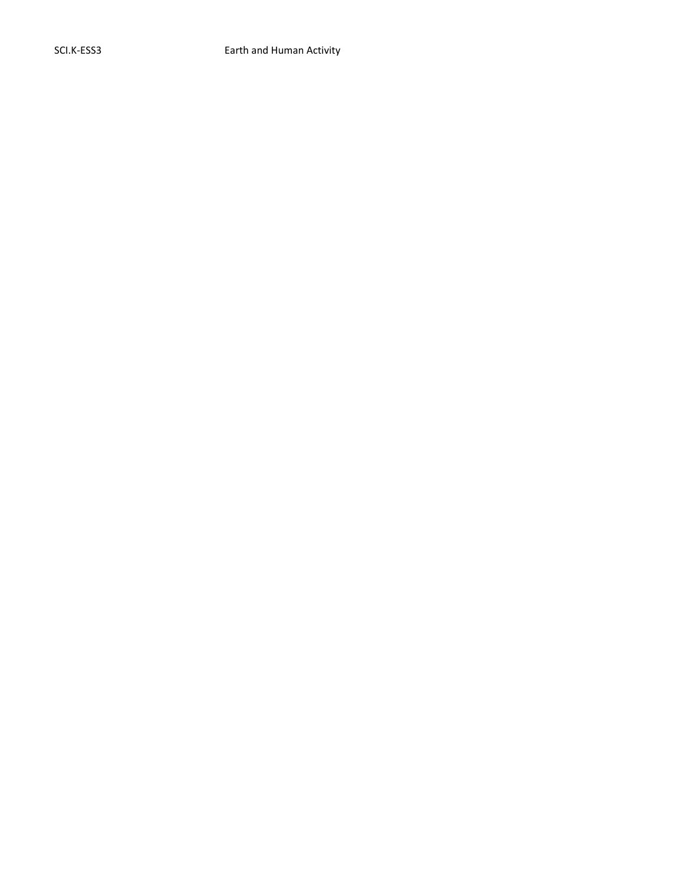SCI.K-ESS3 Earth and Human Activity